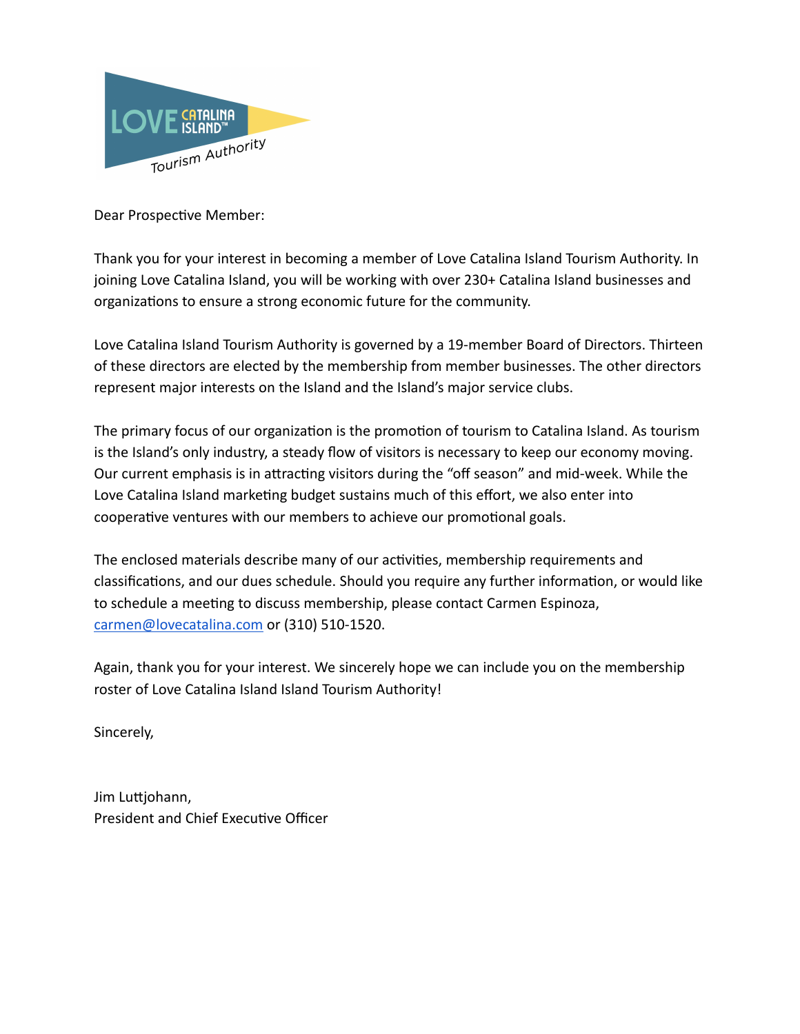Dear Prospective Member:

Thank you for your interest in becoming a member of Love Catalina Island Tourism Authority. In joining Love Catalina Island, you will be working with over 230+ Catalina Island businesses and organizations to ensure a strong economic future for the community.

Love Catalina Island Tourism Authority is governed by a 19-member Board of Directors. Thirteen of these directors are elected by the membership from member businesses. The other directors represent major interests on the Island and the Island's major service clubs.

The primary focus of our organization is the promotion of tourism to Catalina Island. As tourism is the Island's only industry, a steady flow of visitors is necessary to keep our economy moving. Our current emphasis is in attracting visitors during the "off season" and mid-week. While the Love Catalina Island marketing budget sustains much of this effort, we also enter into cooperative ventures with our members to achieve our promotional goals.

The enclosed materials describe many of our activities, membership requirements and classifications, and our dues schedule. Should you require any further information, or would like to schedule a meeting to discuss membership, please contact Carmen Espinoza, [carmen@lovecatalina.com](mailto:carmen@lovecatalina.com) or (310) 510-1520.

Again, thank you for your interest. We sincerely hope we can include you on the membership roster of Love Catalina Island Island Tourism Authority!

Sincerely,

Jim Luttjohann,
President and Chief Executive Officer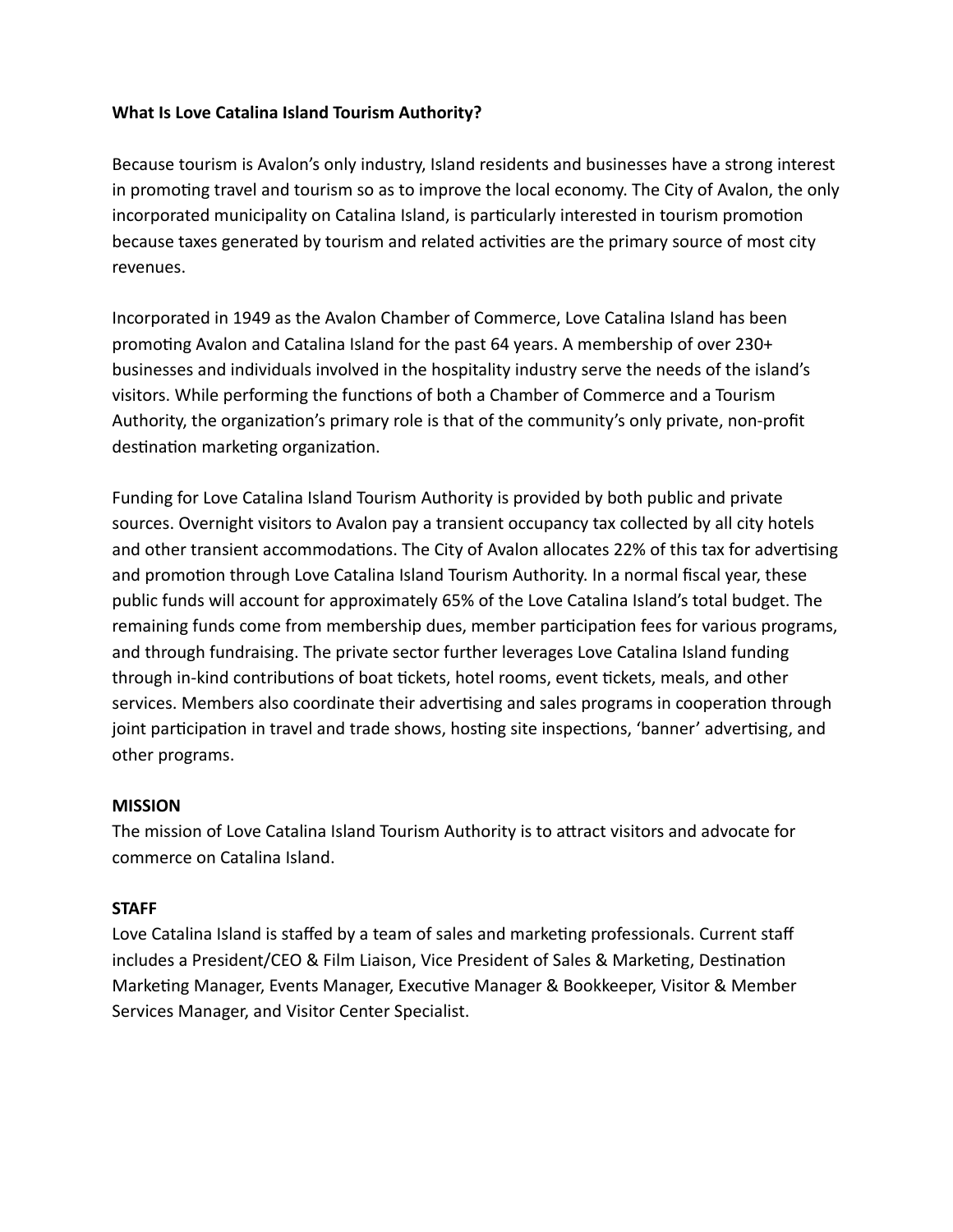**What Is Love Catalina Island Tourism Authority?**

Because tourism is Avalon's only industry, Island residents and businesses have a strong interest in promoting travel and tourism so as to improve the local economy. The City of Avalon, the only incorporated municipality on Catalina Island, is particularly interested in tourism promotion because taxes generated by tourism and related activities are the primary source of most city revenues.

Incorporated in 1949 as the Avalon Chamber of Commerce, Love Catalina Island has been promoting Avalon and Catalina Island for the past 64 years. A membership of over 230+ businesses and individuals involved in the hospitality industry serve the needs of the island's visitors. While performing the functions of both a Chamber of Commerce and a Tourism Authority, the organization's primary role is that of the community's only private, non-profit destination marketing organization.

Funding for Love Catalina Island Tourism Authority is provided by both public and private sources. Overnight visitors to Avalon pay a transient occupancy tax collected by all city hotels and other transient accommodations. The City of Avalon allocates 22% of this tax for advertising and promotion through Love Catalina Island Tourism Authority. In a normal fiscal year, these public funds will account for approximately 65% of the Love Catalina Island's total budget. The remaining funds come from membership dues, member participation fees for various programs, and through fundraising. The private sector further leverages Love Catalina Island funding through in-kind contributions of boat tickets, hotel rooms, event tickets, meals, and other services. Members also coordinate their advertising and sales programs in cooperation through joint participation in travel and trade shows, hosting site inspections, 'banner' advertising, and other programs.

**MISSION**

The mission of Love Catalina Island Tourism Authority is to attract visitors and advocate for commerce on Catalina Island.

**STAFF**

Love Catalina Island is staffed by a team of sales and marketing professionals. Current staff includes a President/CEO & Film Liaison, Vice President of Sales & Marketing, Destination Marketing Manager, Events Manager, Executive Manager & Bookkeeper, Visitor & Member Services Manager, and Visitor Center Specialist.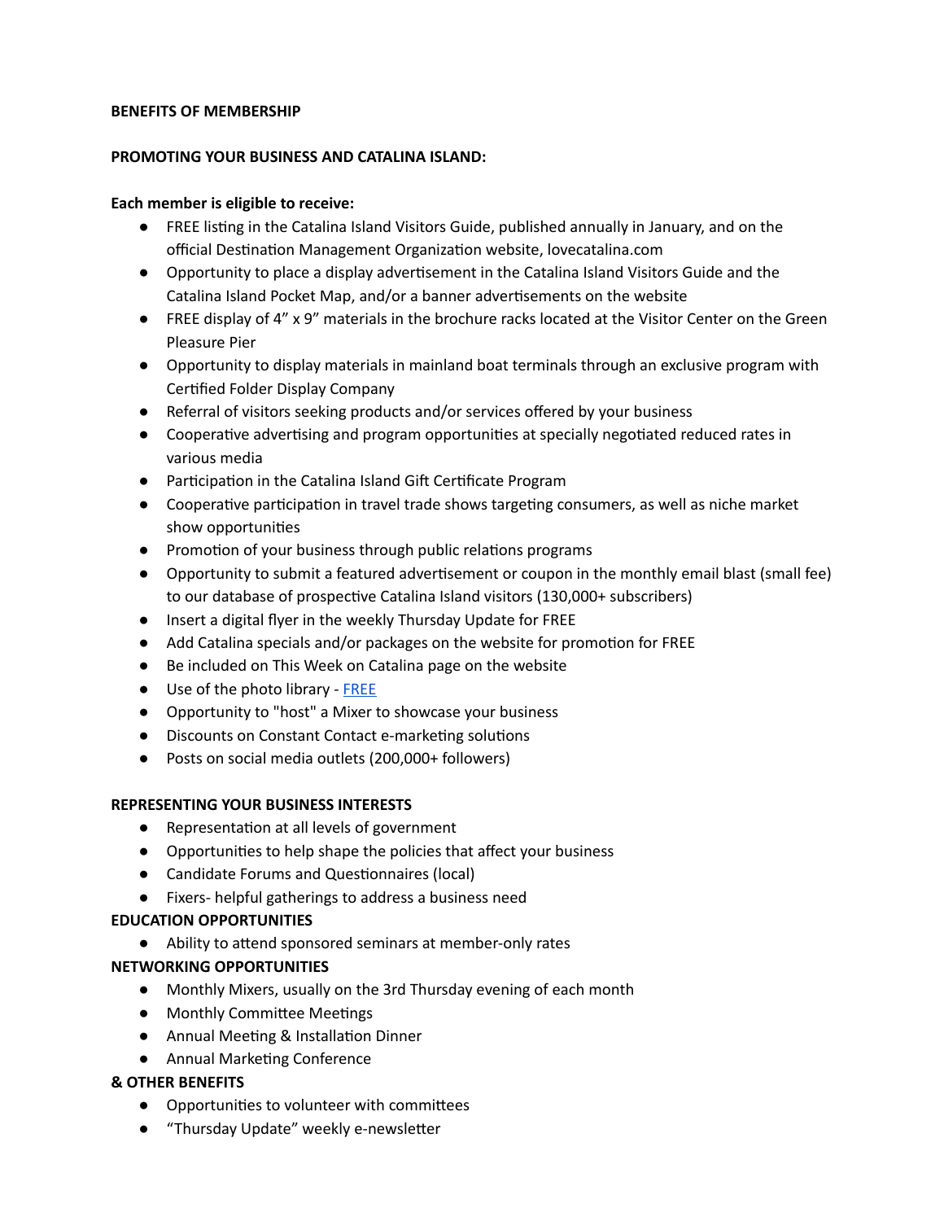**BENEFITS OF MEMBERSHIP**

**PROMOTING YOUR BUSINESS AND CATALINA ISLAND:**

**Each member is eligible to receive:**

- FREE listing in the Catalina Island Visitors Guide, published annually in January, and on the official Destination Management Organization website, lovecatalina.com
- Opportunity to place a display advertisement in the Catalina Island Visitors Guide and the Catalina Island Pocket Map, and/or a banner advertisements on the website
- FREE display of 4" x 9" materials in the brochure racks located at the Visitor Center on the Green Pleasure Pier
- Opportunity to display materials in mainland boat terminals through an exclusive program with Certified Folder Display Company
- Referral of visitors seeking products and/or services offered by your business
- Cooperative advertising and program opportunities at specially negotiated reduced rates in various media
- Participation in the Catalina Island Gift Certificate Program
- Cooperative participation in travel trade shows targeting consumers, as well as niche market show opportunities
- Promotion of your business through public relations programs
- Opportunity to submit a featured advertisement or coupon in the monthly email blast (small fee) to our database of prospective Catalina Island visitors (130,000+ subscribers)
- Insert a digital flyer in the weekly Thursday Update for FREE
- Add Catalina specials and/or packages on the website for promotion for FREE
- Be included on This Week on Catalina page on the website
- Use of the photo library - FREE
- Opportunity to "host" a Mixer to showcase your business
- Discounts on Constant Contact e-marketing solutions
- Posts on social media outlets (200,000+ followers)

**REPRESENTING YOUR BUSINESS INTERESTS**

- Representation at all levels of government
- Opportunities to help shape the policies that affect your business
- Candidate Forums and Questionnaires (local)
- Fixers- helpful gatherings to address a business need

**EDUCATION OPPORTUNITIES**

- Ability to attend sponsored seminars at member-only rates

**NETWORKING OPPORTUNITIES**

- Monthly Mixers, usually on the 3rd Thursday evening of each month
- Monthly Committee Meetings
- Annual Meeting & Installation Dinner
- Annual Marketing Conference

**& OTHER BENEFITS**

- Opportunities to volunteer with committees
- "Thursday Update" weekly e-newsletter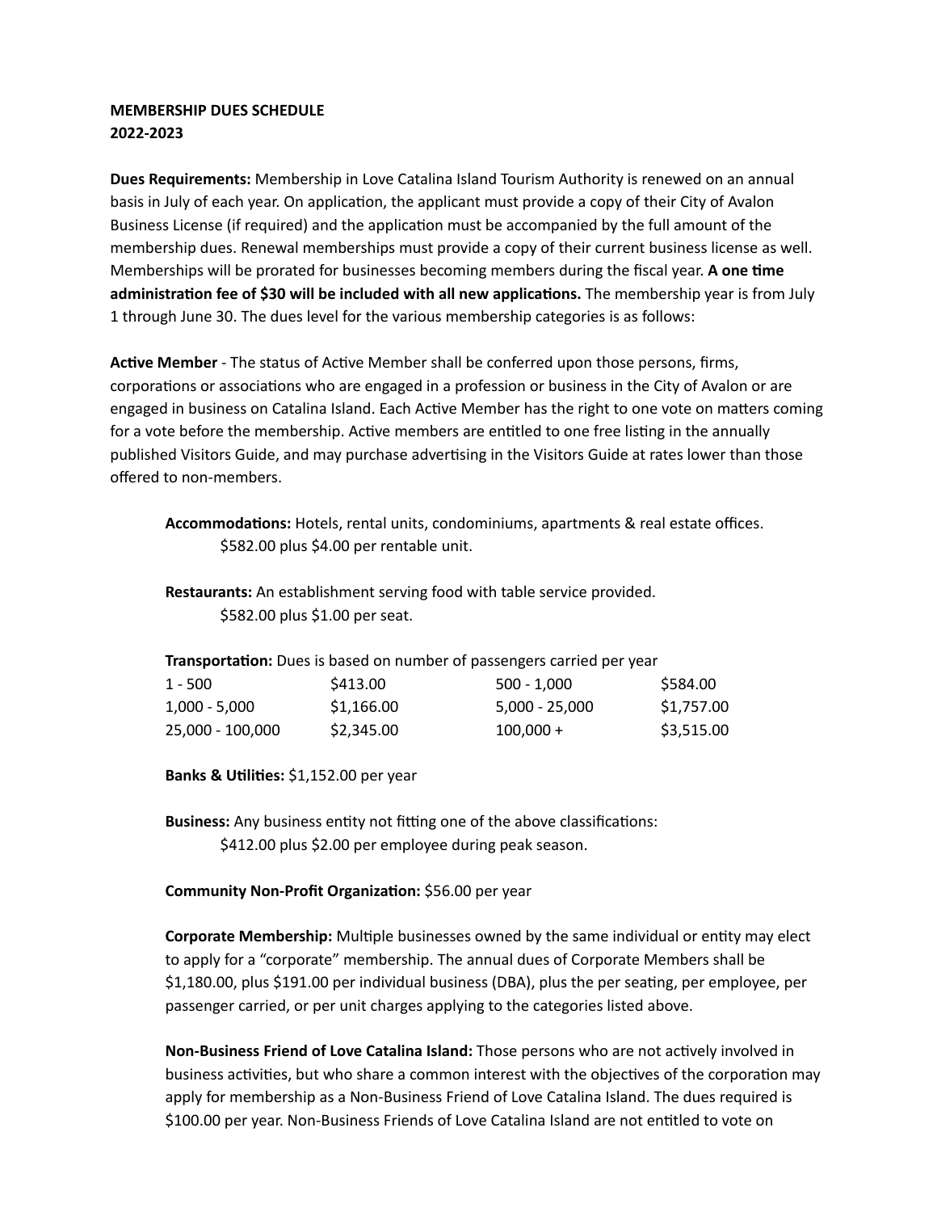**MEMBERSHIP DUES SCHEDULE**
**2022-2023**

**Dues Requirements:** Membership in Love Catalina Island Tourism Authority is renewed on an annual basis in July of each year. On application, the applicant must provide a copy of their City of Avalon Business License (if required) and the application must be accompanied by the full amount of the membership dues. Renewal memberships must provide a copy of their current business license as well. Memberships will be prorated for businesses becoming members during the fiscal year. **A one time administration fee of $30 will be included with all new applications.** The membership year is from July 1 through June 30. The dues level for the various membership categories is as follows:

**Active Member** - The status of Active Member shall be conferred upon those persons, firms, corporations or associations who are engaged in a profession or business in the City of Avalon or are engaged in business on Catalina Island. Each Active Member has the right to one vote on matters coming for a vote before the membership. Active members are entitled to one free listing in the annually published Visitors Guide, and may purchase advertising in the Visitors Guide at rates lower than those offered to non-members.

**Accommodations:** Hotels, rental units, condominiums, apartments & real estate offices.
$582.00 plus $4.00 per rentable unit.

**Restaurants:** An establishment serving food with table service provided.
$582.00 plus $1.00 per seat.

**Transportation:** Dues is based on number of passengers carried per year

| | | | |
|---|---|---|---|
| 1 - 500 | $413.00 | 500 - 1,000 | $584.00 |
| 1,000 - 5,000 | $1,166.00 | 5,000 - 25,000 | $1,757.00 |
| 25,000 - 100,000 | $2,345.00 | 100,000 + | $3,515.00 |

**Banks & Utilities:** $1,152.00 per year

**Business:** Any business entity not fitting one of the above classifications:
$412.00 plus $2.00 per employee during peak season.

**Community Non-Profit Organization:** $56.00 per year

**Corporate Membership:** Multiple businesses owned by the same individual or entity may elect to apply for a "corporate" membership. The annual dues of Corporate Members shall be $1,180.00, plus $191.00 per individual business (DBA), plus the per seating, per employee, per passenger carried, or per unit charges applying to the categories listed above.

**Non-Business Friend of Love Catalina Island:** Those persons who are not actively involved in business activities, but who share a common interest with the objectives of the corporation may apply for membership as a Non-Business Friend of Love Catalina Island. The dues required is $100.00 per year. Non-Business Friends of Love Catalina Island are not entitled to vote on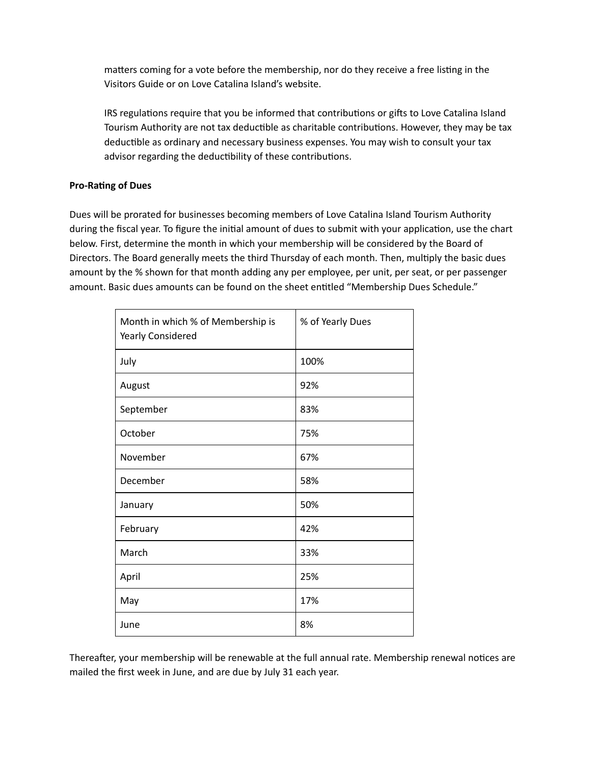matters coming for a vote before the membership, nor do they receive a free listing in the Visitors Guide or on Love Catalina Island's website.

IRS regulations require that you be informed that contributions or gifts to Love Catalina Island Tourism Authority are not tax deductible as charitable contributions. However, they may be tax deductible as ordinary and necessary business expenses. You may wish to consult your tax advisor regarding the deductibility of these contributions.

**Pro-Rating of Dues**

Dues will be prorated for businesses becoming members of Love Catalina Island Tourism Authority during the fiscal year. To figure the initial amount of dues to submit with your application, use the chart below. First, determine the month in which your membership will be considered by the Board of Directors. The Board generally meets the third Thursday of each month. Then, multiply the basic dues amount by the % shown for that month adding any per employee, per unit, per seat, or per passenger amount. Basic dues amounts can be found on the sheet entitled "Membership Dues Schedule."

| Month in which % of Membership is Yearly Considered | % of Yearly Dues |
|---|---|
| July | 100% |
| August | 92% |
| September | 83% |
| October | 75% |
| November | 67% |
| December | 58% |
| January | 50% |
| February | 42% |
| March | 33% |
| April | 25% |
| May | 17% |
| June | 8% |

Thereafter, your membership will be renewable at the full annual rate. Membership renewal notices are mailed the first week in June, and are due by July 31 each year.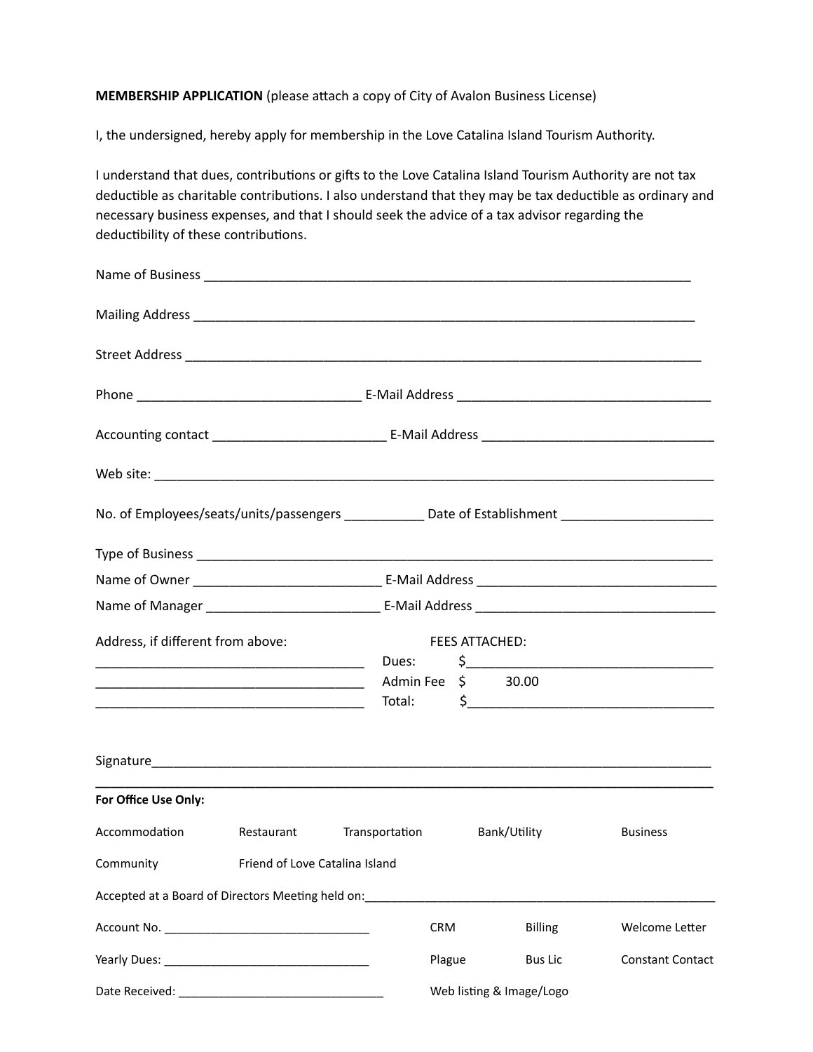**MEMBERSHIP APPLICATION** (please attach a copy of City of Avalon Business License)

I, the undersigned, hereby apply for membership in the Love Catalina Island Tourism Authority.

I understand that dues, contributions or gifts to the Love Catalina Island Tourism Authority are not tax deductible as charitable contributions. I also understand that they may be tax deductible as ordinary and necessary business expenses, and that I should seek the advice of a tax advisor regarding the deductibility of these contributions.

Name of Business ______________________________________________________________________

Mailing Address _______________________________________________________________________

Street Address ________________________________________________________________________

Phone ______________________________ E-Mail Address __________________________________

Accounting contact _______________________ E-Mail Address _______________________________

Web site: ____________________________________________________________________________

No. of Employees/seats/units/passengers ___________ Date of Establishment ____________________

Type of Business ______________________________________________________________________

Name of Owner _________________________ E-Mail Address _________________________________

Name of Manager _______________________ E-Mail Address _________________________________

Address, if different from above:

_____________________________________

_____________________________________

_____________________________________

FEES ATTACHED:

Dues: $________________________________

Admin Fee $ 30.00

Total: $________________________________

Signature_____________________________________________________________________________

---

**For Office Use Only:**

Accommodation    Restaurant    Transportation    Bank/Utility    Business

Community    Friend of Love Catalina Island

Accepted at a Board of Directors Meeting held on:_____________________________________________

Account No. ______________________________    CRM    Billing    Welcome Letter

Yearly Dues: ______________________________    Plague    Bus Lic    Constant Contact

Date Received: ______________________________    Web listing & Image/Logo